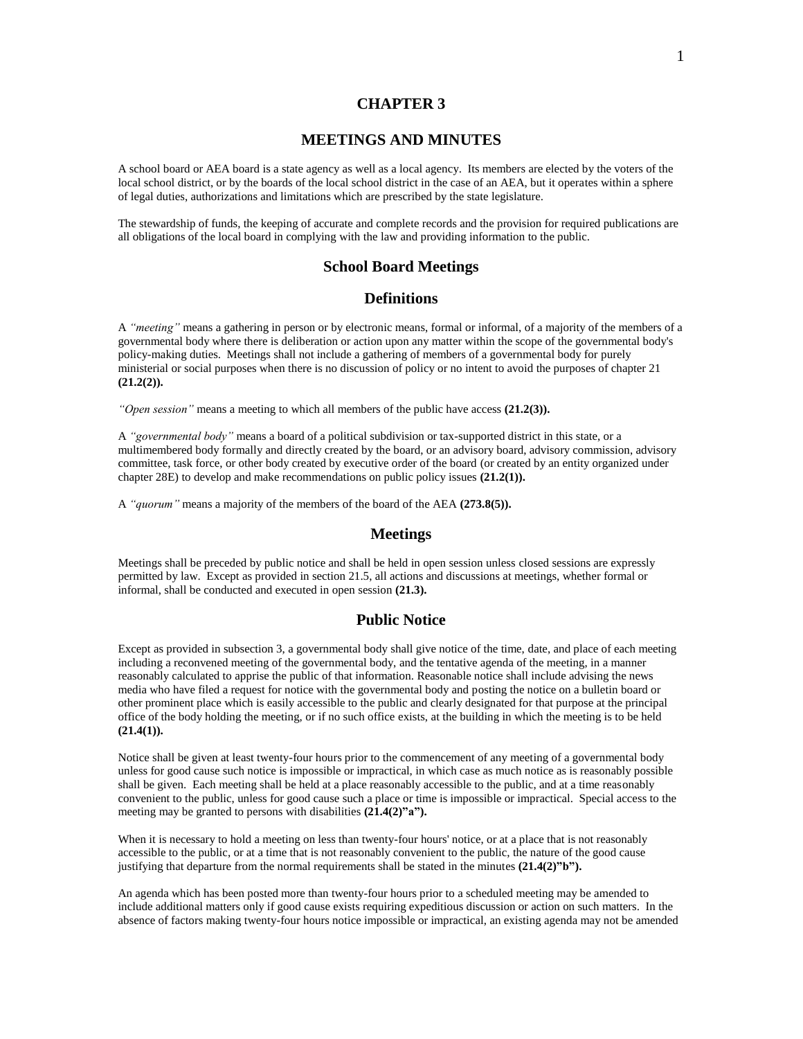# CHAPTER 3

# MEETINGS AND MINUTES

A school board or AEA board is a state agency as well as a local agency. Its members are elected by the voters of the local school district, or by the boards of the local school district in the case of an AEA, but it operates within a sphere of legal duties, authorizations and limitations which are prescribed by the state legislature.

The stewardship of funds, the keeping of accurate and complete records and the provision for required publications are all obligations of the local board in complying with the law and providing information to the public.

## School Board Meetings

## Definitions

A *"meeting"* means a gathering in person or by electronic means, formal or informal, of a majority of the members of a governmental body where there is deliberation or action upon any matter within the scope of the governmental body's policy-making duties. Meetings shall not include a gathering of members of a governmental body for purely ministerial or social purposes when there is no discussion of policy or no intent to avoid the purposes of chapter 21 **(21.2(2)).**

*"Open session"* means a meeting to which all members of the public have access **(21.2(3)).**

A *"governmental body"* means a board of a political subdivision or tax-supported district in this state, or a multimembered body formally and directly created by the board, or an advisory board, advisory commission, advisory committee, task force, or other body created by executive order of the board (or created by an entity organized under chapter 28E) to develop and make recommendations on public policy issues **(21.2(1)).**

A *"quorum"* means a majority of the members of the board of the AEA **(273.8(5)).**

## Meetings

Meetings shall be preceded by public notice and shall be held in open session unless closed sessions are expressly permitted by law. Except as provided in section 21.5, all actions and discussions at meetings, whether formal or informal, shall be conducted and executed in open session **(21.3).**

## Public Notice

Except as provided in subsection 3, a governmental body shall give notice of the time, date, and place of each meeting including a reconvened meeting of the governmental body, and the tentative agenda of the meeting, in a manner reasonably calculated to apprise the public of that information. Reasonable notice shall include advising the news media who have filed a request for notice with the governmental body and posting the notice on a bulletin board or other prominent place which is easily accessible to the public and clearly designated for that purpose at the principal office of the body holding the meeting, or if no such office exists, at the building in which the meeting is to be held **(21.4(1)).**

Notice shall be given at least twenty-four hours prior to the commencement of any meeting of a governmental body unless for good cause such notice is impossible or impractical, in which case as much notice as is reasonably possible shall be given. Each meeting shall be held at a place reasonably accessible to the public, and at a time reasonably convenient to the public, unless for good cause such a place or time is impossible or impractical. Special access to the meeting may be granted to persons with disabilities **(21.4(2)"a").**

When it is necessary to hold a meeting on less than twenty-four hours' notice, or at a place that is not reasonably accessible to the public, or at a time that is not reasonably convenient to the public, the nature of the good cause justifying that departure from the normal requirements shall be stated in the minutes **(21.4(2)"b").**

An agenda which has been posted more than twenty-four hours prior to a scheduled meeting may be amended to include additional matters only if good cause exists requiring expeditious discussion or action on such matters. In the absence of factors making twenty-four hours notice impossible or impractical, an existing agenda may not be amended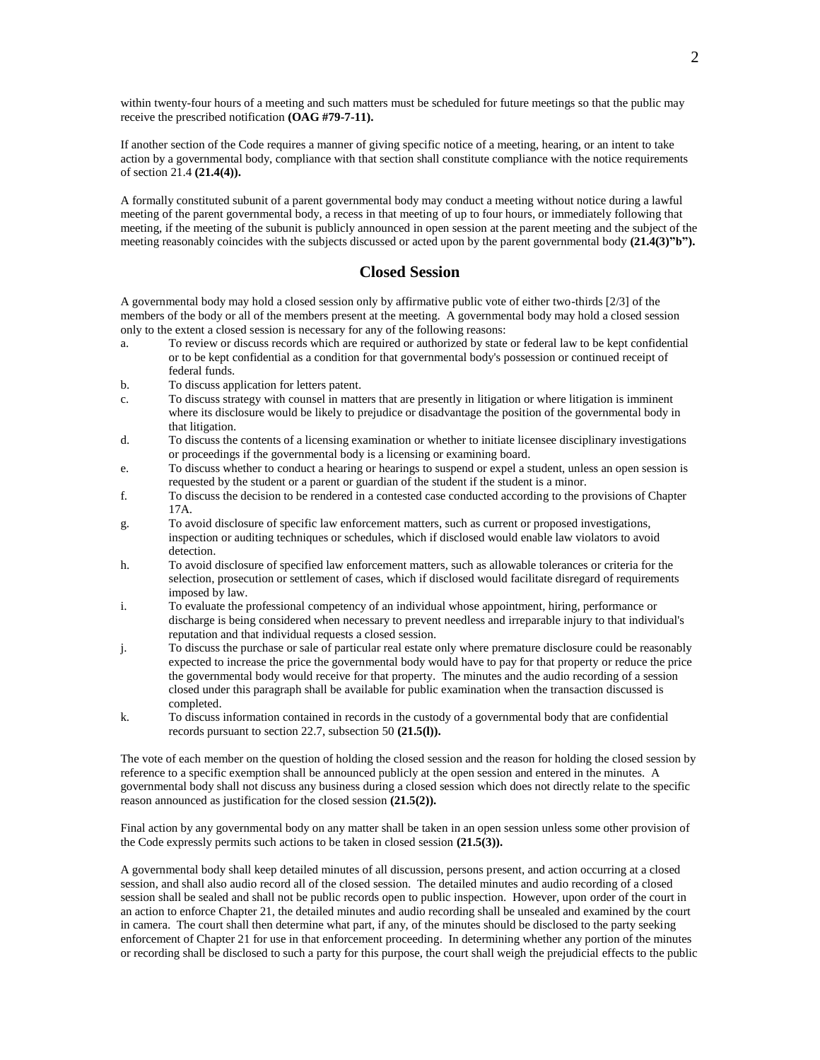within twenty-four hours of a meeting and such matters must be scheduled for future meetings so that the public may receive the prescribed notification **(OAG #79-7-11).**

If another section of the Code requires a manner of giving specific notice of a meeting, hearing, or an intent to take action by a governmental body, compliance with that section shall constitute compliance with the notice requirements of section 21.4 **(21.4(4)).**

A formally constituted subunit of a parent governmental body may conduct a meeting without notice during a lawful meeting of the parent governmental body, a recess in that meeting of up to four hours, or immediately following that meeting, if the meeting of the subunit is publicly announced in open session at the parent meeting and the subject of the meeting reasonably coincides with the subjects discussed or acted upon by the parent governmental body **(21.4(3)"b").**

## Closed Session

A governmental body may hold a closed session only by affirmative public vote of either two-thirds [2/3] of the members of the body or all of the members present at the meeting. A governmental body may hold a closed session only to the extent a closed session is necessary for any of the following reasons:

a. To review or discuss records which are required or authorized by state or federal law to be kept confidential or to be kept confidential as a condition for that governmental body's possession or continued receipt of federal funds.

b. To discuss application for letters patent.

c. To discuss strategy with counsel in matters that are presently in litigation or where litigation is imminent where its disclosure would be likely to prejudice or disadvantage the position of the governmental body in that litigation.

d. To discuss the contents of a licensing examination or whether to initiate licensee disciplinary investigations or proceedings if the governmental body is a licensing or examining board.

e. To discuss whether to conduct a hearing or hearings to suspend or expel a student, unless an open session is requested by the student or a parent or guardian of the student if the student is a minor.

f. To discuss the decision to be rendered in a contested case conducted according to the provisions of Chapter 17A.

g. To avoid disclosure of specific law enforcement matters, such as current or proposed investigations, inspection or auditing techniques or schedules, which if disclosed would enable law violators to avoid detection.

h. To avoid disclosure of specified law enforcement matters, such as allowable tolerances or criteria for the selection, prosecution or settlement of cases, which if disclosed would facilitate disregard of requirements imposed by law.

i. To evaluate the professional competency of an individual whose appointment, hiring, performance or discharge is being considered when necessary to prevent needless and irreparable injury to that individual's reputation and that individual requests a closed session.

j. To discuss the purchase or sale of particular real estate only where premature disclosure could be reasonably expected to increase the price the governmental body would have to pay for that property or reduce the price the governmental body would receive for that property. The minutes and the audio recording of a session closed under this paragraph shall be available for public examination when the transaction discussed is completed.

k. To discuss information contained in records in the custody of a governmental body that are confidential records pursuant to section 22.7, subsection 50 **(21.5(l)).**

The vote of each member on the question of holding the closed session and the reason for holding the closed session by reference to a specific exemption shall be announced publicly at the open session and entered in the minutes. A governmental body shall not discuss any business during a closed session which does not directly relate to the specific reason announced as justification for the closed session **(21.5(2)).**

Final action by any governmental body on any matter shall be taken in an open session unless some other provision of the Code expressly permits such actions to be taken in closed session **(21.5(3)).**

A governmental body shall keep detailed minutes of all discussion, persons present, and action occurring at a closed session, and shall also audio record all of the closed session. The detailed minutes and audio recording of a closed session shall be sealed and shall not be public records open to public inspection. However, upon order of the court in an action to enforce Chapter 21, the detailed minutes and audio recording shall be unsealed and examined by the court in camera. The court shall then determine what part, if any, of the minutes should be disclosed to the party seeking enforcement of Chapter 21 for use in that enforcement proceeding. In determining whether any portion of the minutes or recording shall be disclosed to such a party for this purpose, the court shall weigh the prejudicial effects to the public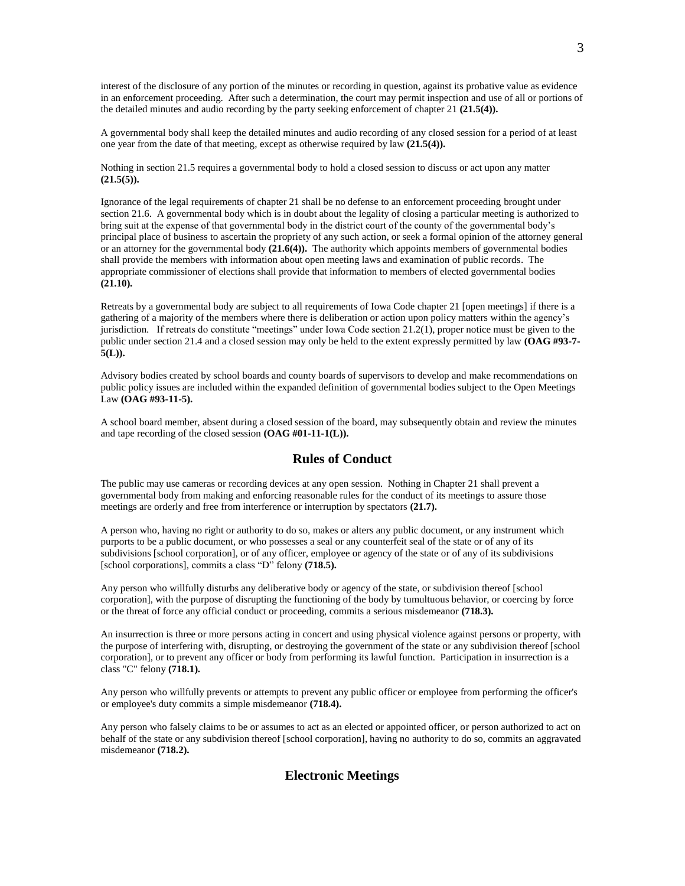interest of the disclosure of any portion of the minutes or recording in question, against its probative value as evidence in an enforcement proceeding. After such a determination, the court may permit inspection and use of all or portions of the detailed minutes and audio recording by the party seeking enforcement of chapter 21 **(21.5(4)).**

A governmental body shall keep the detailed minutes and audio recording of any closed session for a period of at least one year from the date of that meeting, except as otherwise required by law **(21.5(4)).**

Nothing in section 21.5 requires a governmental body to hold a closed session to discuss or act upon any matter **(21.5(5)).**

Ignorance of the legal requirements of chapter 21 shall be no defense to an enforcement proceeding brought under section 21.6. A governmental body which is in doubt about the legality of closing a particular meeting is authorized to bring suit at the expense of that governmental body in the district court of the county of the governmental body's principal place of business to ascertain the propriety of any such action, or seek a formal opinion of the attorney general or an attorney for the governmental body **(21.6(4)).** The authority which appoints members of governmental bodies shall provide the members with information about open meeting laws and examination of public records. The appropriate commissioner of elections shall provide that information to members of elected governmental bodies **(21.10).**

Retreats by a governmental body are subject to all requirements of Iowa Code chapter 21 [open meetings] if there is a gathering of a majority of the members where there is deliberation or action upon policy matters within the agency's jurisdiction. If retreats do constitute "meetings" under Iowa Code section 21.2(1), proper notice must be given to the public under section 21.4 and a closed session may only be held to the extent expressly permitted by law **(OAG #93-7-5(L)).**

Advisory bodies created by school boards and county boards of supervisors to develop and make recommendations on public policy issues are included within the expanded definition of governmental bodies subject to the Open Meetings Law **(OAG #93-11-5).**

A school board member, absent during a closed session of the board, may subsequently obtain and review the minutes and tape recording of the closed session **(OAG #01-11-1(L)).**

## Rules of Conduct

The public may use cameras or recording devices at any open session. Nothing in Chapter 21 shall prevent a governmental body from making and enforcing reasonable rules for the conduct of its meetings to assure those meetings are orderly and free from interference or interruption by spectators **(21.7).**

A person who, having no right or authority to do so, makes or alters any public document, or any instrument which purports to be a public document, or who possesses a seal or any counterfeit seal of the state or of any of its subdivisions [school corporation], or of any officer, employee or agency of the state or of any of its subdivisions [school corporations], commits a class "D" felony **(718.5).**

Any person who willfully disturbs any deliberative body or agency of the state, or subdivision thereof [school corporation], with the purpose of disrupting the functioning of the body by tumultuous behavior, or coercing by force or the threat of force any official conduct or proceeding, commits a serious misdemeanor **(718.3).**

An insurrection is three or more persons acting in concert and using physical violence against persons or property, with the purpose of interfering with, disrupting, or destroying the government of the state or any subdivision thereof [school corporation], or to prevent any officer or body from performing its lawful function. Participation in insurrection is a class "C" felony **(718.1).**

Any person who willfully prevents or attempts to prevent any public officer or employee from performing the officer's or employee's duty commits a simple misdemeanor **(718.4).**

Any person who falsely claims to be or assumes to act as an elected or appointed officer, or person authorized to act on behalf of the state or any subdivision thereof [school corporation], having no authority to do so, commits an aggravated misdemeanor **(718.2).**

## Electronic Meetings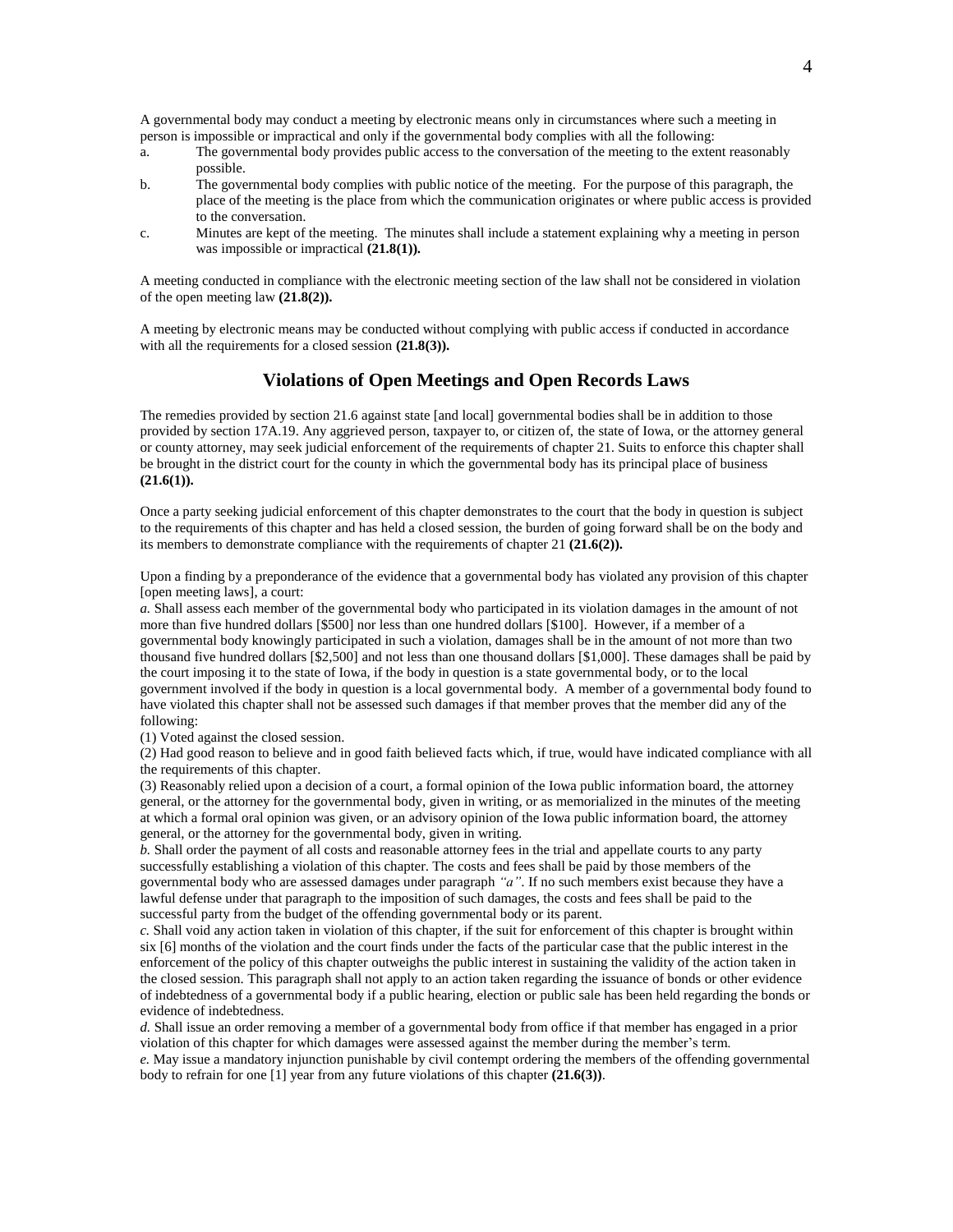A governmental body may conduct a meeting by electronic means only in circumstances where such a meeting in person is impossible or impractical and only if the governmental body complies with all the following:

a. The governmental body provides public access to the conversation of the meeting to the extent reasonably possible.

b. The governmental body complies with public notice of the meeting. For the purpose of this paragraph, the place of the meeting is the place from which the communication originates or where public access is provided to the conversation.

c. Minutes are kept of the meeting. The minutes shall include a statement explaining why a meeting in person was impossible or impractical **(21.8(1)).**

A meeting conducted in compliance with the electronic meeting section of the law shall not be considered in violation of the open meeting law **(21.8(2)).**

A meeting by electronic means may be conducted without complying with public access if conducted in accordance with all the requirements for a closed session **(21.8(3)).**

## Violations of Open Meetings and Open Records Laws

The remedies provided by section 21.6 against state [and local] governmental bodies shall be in addition to those provided by section 17A.19. Any aggrieved person, taxpayer to, or citizen of, the state of Iowa, or the attorney general or county attorney, may seek judicial enforcement of the requirements of chapter 21. Suits to enforce this chapter shall be brought in the district court for the county in which the governmental body has its principal place of business **(21.6(1)).**

Once a party seeking judicial enforcement of this chapter demonstrates to the court that the body in question is subject to the requirements of this chapter and has held a closed session, the burden of going forward shall be on the body and its members to demonstrate compliance with the requirements of chapter 21 **(21.6(2)).**

Upon a finding by a preponderance of the evidence that a governmental body has violated any provision of this chapter [open meeting laws], a court:

*a.* Shall assess each member of the governmental body who participated in its violation damages in the amount of not more than five hundred dollars [$500] nor less than one hundred dollars [$100]. However, if a member of a governmental body knowingly participated in such a violation, damages shall be in the amount of not more than two thousand five hundred dollars [$2,500] and not less than one thousand dollars [$1,000]. These damages shall be paid by the court imposing it to the state of Iowa, if the body in question is a state governmental body, or to the local government involved if the body in question is a local governmental body. A member of a governmental body found to have violated this chapter shall not be assessed such damages if that member proves that the member did any of the following:

(1) Voted against the closed session.

(2) Had good reason to believe and in good faith believed facts which, if true, would have indicated compliance with all the requirements of this chapter.

(3) Reasonably relied upon a decision of a court, a formal opinion of the Iowa public information board, the attorney general, or the attorney for the governmental body, given in writing, or as memorialized in the minutes of the meeting at which a formal oral opinion was given, or an advisory opinion of the Iowa public information board, the attorney general, or the attorney for the governmental body, given in writing.

*b.* Shall order the payment of all costs and reasonable attorney fees in the trial and appellate courts to any party successfully establishing a violation of this chapter. The costs and fees shall be paid by those members of the governmental body who are assessed damages under paragraph *"a"*. If no such members exist because they have a lawful defense under that paragraph to the imposition of such damages, the costs and fees shall be paid to the successful party from the budget of the offending governmental body or its parent.

*c.* Shall void any action taken in violation of this chapter, if the suit for enforcement of this chapter is brought within six [6] months of the violation and the court finds under the facts of the particular case that the public interest in the enforcement of the policy of this chapter outweighs the public interest in sustaining the validity of the action taken in the closed session. This paragraph shall not apply to an action taken regarding the issuance of bonds or other evidence of indebtedness of a governmental body if a public hearing, election or public sale has been held regarding the bonds or evidence of indebtedness.

*d.* Shall issue an order removing a member of a governmental body from office if that member has engaged in a prior violation of this chapter for which damages were assessed against the member during the member's term.

*e.* May issue a mandatory injunction punishable by civil contempt ordering the members of the offending governmental body to refrain for one [1] year from any future violations of this chapter **(21.6(3))**.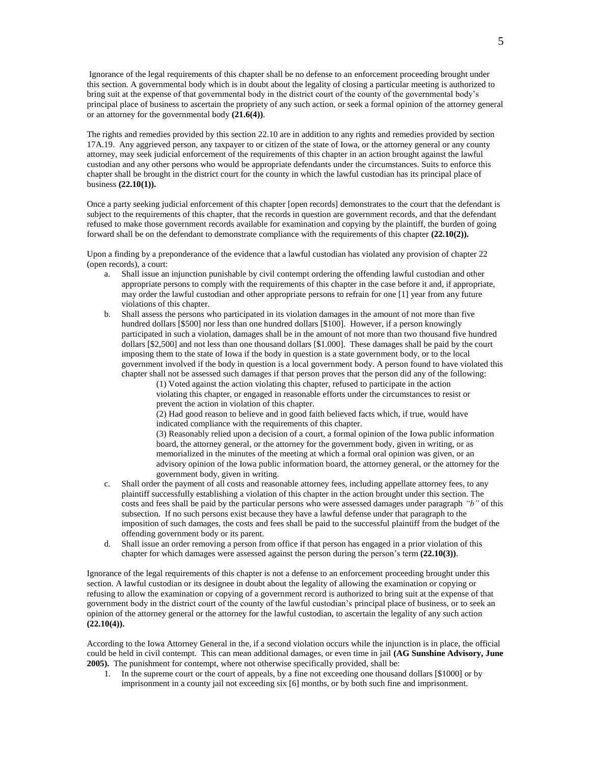Ignorance of the legal requirements of this chapter shall be no defense to an enforcement proceeding brought under this section. A governmental body which is in doubt about the legality of closing a particular meeting is authorized to bring suit at the expense of that governmental body in the district court of the county of the governmental body's principal place of business to ascertain the propriety of any such action, or seek a formal opinion of the attorney general or an attorney for the governmental body **(21.6(4))**.

The rights and remedies provided by this section 22.10 are in addition to any rights and remedies provided by section 17A.19. Any aggrieved person, any taxpayer to or citizen of the state of Iowa, or the attorney general or any county attorney, may seek judicial enforcement of the requirements of this chapter in an action brought against the lawful custodian and any other persons who would be appropriate defendants under the circumstances. Suits to enforce this chapter shall be brought in the district court for the county in which the lawful custodian has its principal place of business **(22.10(1)).**

Once a party seeking judicial enforcement of this chapter [open records] demonstrates to the court that the defendant is subject to the requirements of this chapter, that the records in question are government records, and that the defendant refused to make those government records available for examination and copying by the plaintiff, the burden of going forward shall be on the defendant to demonstrate compliance with the requirements of this chapter **(22.10(2)).**

Upon a finding by a preponderance of the evidence that a lawful custodian has violated any provision of chapter 22 (open records), a court:

a. Shall issue an injunction punishable by civil contempt ordering the offending lawful custodian and other appropriate persons to comply with the requirements of this chapter in the case before it and, if appropriate, may order the lawful custodian and other appropriate persons to refrain for one [1] year from any future violations of this chapter.
b. Shall assess the persons who participated in its violation damages in the amount of not more than five hundred dollars [$500] nor less than one hundred dollars [$100]. However, if a person knowingly participated in such a violation, damages shall be in the amount of not more than two thousand five hundred dollars [$2,500] and not less than one thousand dollars [$1.000]. These damages shall be paid by the court imposing them to the state of Iowa if the body in question is a state government body, or to the local government involved if the body in question is a local government body. A person found to have violated this chapter shall not be assessed such damages if that person proves that the person did any of the following:
   (1) Voted against the action violating this chapter, refused to participate in the action violating this chapter, or engaged in reasonable efforts under the circumstances to resist or prevent the action in violation of this chapter.
   (2) Had good reason to believe and in good faith believed facts which, if true, would have indicated compliance with the requirements of this chapter.
   (3) Reasonably relied upon a decision of a court, a formal opinion of the Iowa public information board, the attorney general, or the attorney for the government body, given in writing, or as memorialized in the minutes of the meeting at which a formal oral opinion was given, or an advisory opinion of the Iowa public information board, the attorney general, or the attorney for the government body, given in writing.
c. Shall order the payment of all costs and reasonable attorney fees, including appellate attorney fees, to any plaintiff successfully establishing a violation of this chapter in the action brought under this section. The costs and fees shall be paid by the particular persons who were assessed damages under paragraph *"b"* of this subsection. If no such persons exist because they have a lawful defense under that paragraph to the imposition of such damages, the costs and fees shall be paid to the successful plaintiff from the budget of the offending government body or its parent.
d. Shall issue an order removing a person from office if that person has engaged in a prior violation of this chapter for which damages were assessed against the person during the person's term **(22.10(3))**.

Ignorance of the legal requirements of this chapter is not a defense to an enforcement proceeding brought under this section. A lawful custodian or its designee in doubt about the legality of allowing the examination or copying or refusing to allow the examination or copying of a government record is authorized to bring suit at the expense of that government body in the district court of the county of the lawful custodian's principal place of business, or to seek an opinion of the attorney general or the attorney for the lawful custodian, to ascertain the legality of any such action **(22.10(4)).**

According to the Iowa Attorney General in the, if a second violation occurs while the injunction is in place, the official could be held in civil contempt. This can mean additional damages, or even time in jail **(AG Sunshine Advisory, June 2005).** The punishment for contempt, where not otherwise specifically provided, shall be:

1. In the supreme court or the court of appeals, by a fine not exceeding one thousand dollars [$1000] or by imprisonment in a county jail not exceeding six [6] months, or by both such fine and imprisonment.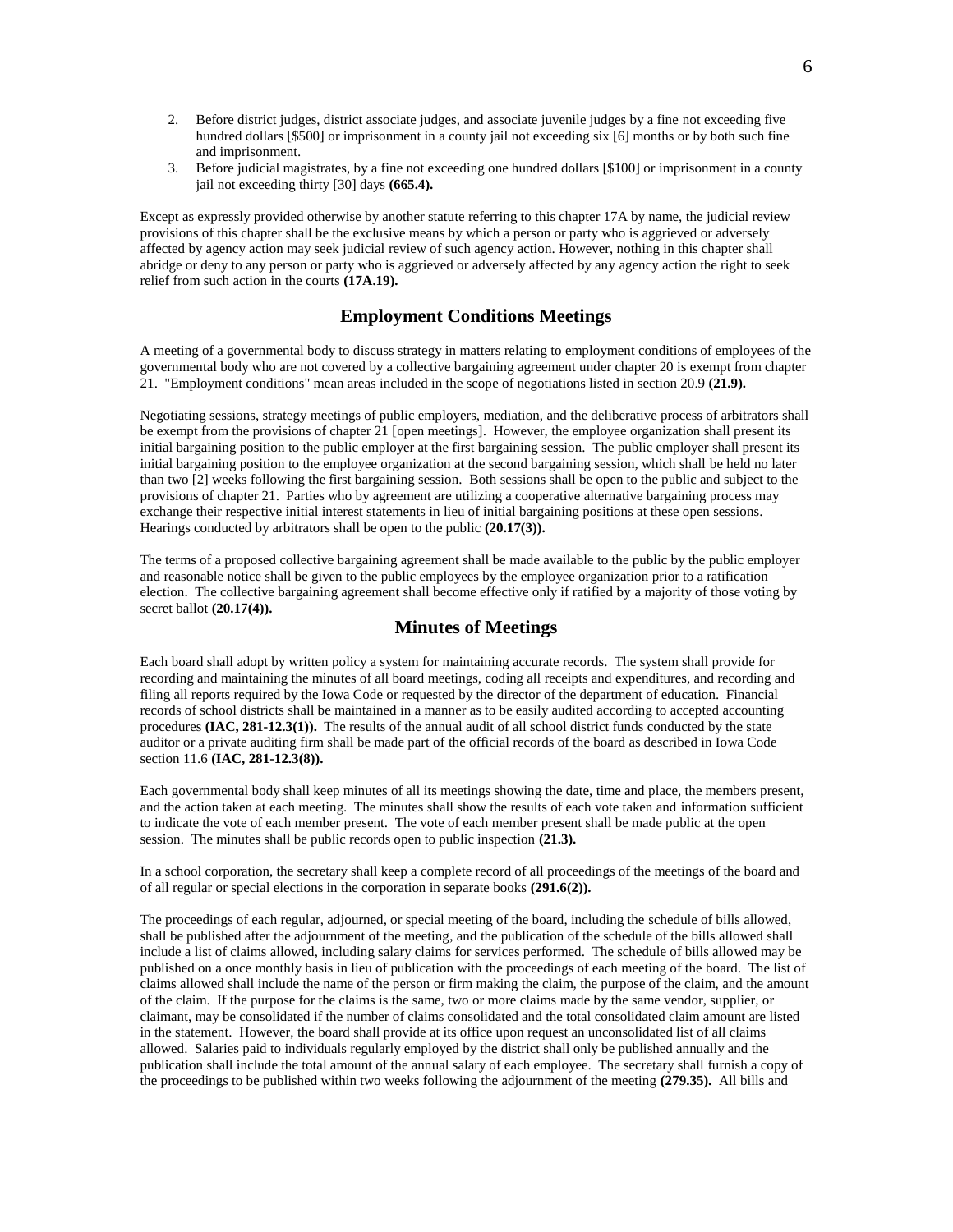2. Before district judges, district associate judges, and associate juvenile judges by a fine not exceeding five hundred dollars [$500] or imprisonment in a county jail not exceeding six [6] months or by both such fine and imprisonment.
3. Before judicial magistrates, by a fine not exceeding one hundred dollars [$100] or imprisonment in a county jail not exceeding thirty [30] days **(665.4).**

Except as expressly provided otherwise by another statute referring to this chapter 17A by name, the judicial review provisions of this chapter shall be the exclusive means by which a person or party who is aggrieved or adversely affected by agency action may seek judicial review of such agency action. However, nothing in this chapter shall abridge or deny to any person or party who is aggrieved or adversely affected by any agency action the right to seek relief from such action in the courts **(17A.19).**

## Employment Conditions Meetings

A meeting of a governmental body to discuss strategy in matters relating to employment conditions of employees of the governmental body who are not covered by a collective bargaining agreement under chapter 20 is exempt from chapter 21. "Employment conditions" mean areas included in the scope of negotiations listed in section 20.9 **(21.9).**

Negotiating sessions, strategy meetings of public employers, mediation, and the deliberative process of arbitrators shall be exempt from the provisions of chapter 21 [open meetings]. However, the employee organization shall present its initial bargaining position to the public employer at the first bargaining session. The public employer shall present its initial bargaining position to the employee organization at the second bargaining session, which shall be held no later than two [2] weeks following the first bargaining session. Both sessions shall be open to the public and subject to the provisions of chapter 21. Parties who by agreement are utilizing a cooperative alternative bargaining process may exchange their respective initial interest statements in lieu of initial bargaining positions at these open sessions. Hearings conducted by arbitrators shall be open to the public **(20.17(3)).**

The terms of a proposed collective bargaining agreement shall be made available to the public by the public employer and reasonable notice shall be given to the public employees by the employee organization prior to a ratification election. The collective bargaining agreement shall become effective only if ratified by a majority of those voting by secret ballot **(20.17(4)).**

## Minutes of Meetings

Each board shall adopt by written policy a system for maintaining accurate records. The system shall provide for recording and maintaining the minutes of all board meetings, coding all receipts and expenditures, and recording and filing all reports required by the Iowa Code or requested by the director of the department of education. Financial records of school districts shall be maintained in a manner as to be easily audited according to accepted accounting procedures **(IAC, 281-12.3(1)).** The results of the annual audit of all school district funds conducted by the state auditor or a private auditing firm shall be made part of the official records of the board as described in Iowa Code section 11.6 **(IAC, 281-12.3(8)).**

Each governmental body shall keep minutes of all its meetings showing the date, time and place, the members present, and the action taken at each meeting. The minutes shall show the results of each vote taken and information sufficient to indicate the vote of each member present. The vote of each member present shall be made public at the open session. The minutes shall be public records open to public inspection **(21.3).**

In a school corporation, the secretary shall keep a complete record of all proceedings of the meetings of the board and of all regular or special elections in the corporation in separate books **(291.6(2)).**

The proceedings of each regular, adjourned, or special meeting of the board, including the schedule of bills allowed, shall be published after the adjournment of the meeting, and the publication of the schedule of the bills allowed shall include a list of claims allowed, including salary claims for services performed. The schedule of bills allowed may be published on a once monthly basis in lieu of publication with the proceedings of each meeting of the board. The list of claims allowed shall include the name of the person or firm making the claim, the purpose of the claim, and the amount of the claim. If the purpose for the claims is the same, two or more claims made by the same vendor, supplier, or claimant, may be consolidated if the number of claims consolidated and the total consolidated claim amount are listed in the statement. However, the board shall provide at its office upon request an unconsolidated list of all claims allowed. Salaries paid to individuals regularly employed by the district shall only be published annually and the publication shall include the total amount of the annual salary of each employee. The secretary shall furnish a copy of the proceedings to be published within two weeks following the adjournment of the meeting **(279.35).** All bills and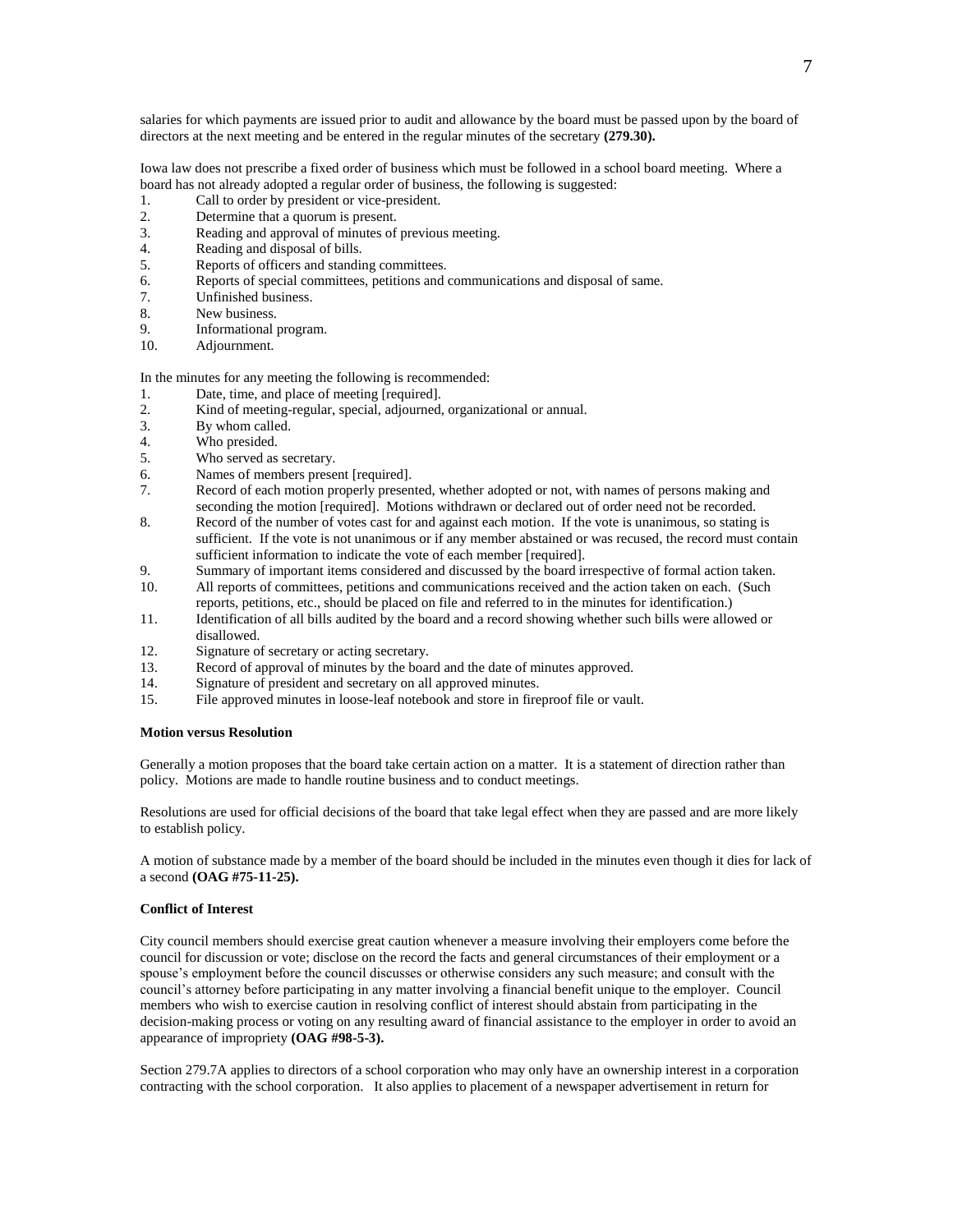salaries for which payments are issued prior to audit and allowance by the board must be passed upon by the board of directors at the next meeting and be entered in the regular minutes of the secretary **(279.30).**

Iowa law does not prescribe a fixed order of business which must be followed in a school board meeting. Where a board has not already adopted a regular order of business, the following is suggested:

1. Call to order by president or vice-president.
2. Determine that a quorum is present.
3. Reading and approval of minutes of previous meeting.
4. Reading and disposal of bills.
5. Reports of officers and standing committees.
6. Reports of special committees, petitions and communications and disposal of same.
7. Unfinished business.
8. New business.
9. Informational program.
10. Adjournment.

In the minutes for any meeting the following is recommended:

1. Date, time, and place of meeting [required].
2. Kind of meeting-regular, special, adjourned, organizational or annual.
3. By whom called.
4. Who presided.
5. Who served as secretary.
6. Names of members present [required].
7. Record of each motion properly presented, whether adopted or not, with names of persons making and seconding the motion [required]. Motions withdrawn or declared out of order need not be recorded.
8. Record of the number of votes cast for and against each motion. If the vote is unanimous, so stating is sufficient. If the vote is not unanimous or if any member abstained or was recused, the record must contain sufficient information to indicate the vote of each member [required].
9. Summary of important items considered and discussed by the board irrespective of formal action taken.
10. All reports of committees, petitions and communications received and the action taken on each. (Such reports, petitions, etc., should be placed on file and referred to in the minutes for identification.)
11. Identification of all bills audited by the board and a record showing whether such bills were allowed or disallowed.
12. Signature of secretary or acting secretary.
13. Record of approval of minutes by the board and the date of minutes approved.
14. Signature of president and secretary on all approved minutes.
15. File approved minutes in loose-leaf notebook and store in fireproof file or vault.

**Motion versus Resolution**

Generally a motion proposes that the board take certain action on a matter. It is a statement of direction rather than policy. Motions are made to handle routine business and to conduct meetings.

Resolutions are used for official decisions of the board that take legal effect when they are passed and are more likely to establish policy.

A motion of substance made by a member of the board should be included in the minutes even though it dies for lack of a second **(OAG #75-11-25).**

**Conflict of Interest**

City council members should exercise great caution whenever a measure involving their employers come before the council for discussion or vote; disclose on the record the facts and general circumstances of their employment or a spouse's employment before the council discusses or otherwise considers any such measure; and consult with the council's attorney before participating in any matter involving a financial benefit unique to the employer. Council members who wish to exercise caution in resolving conflict of interest should abstain from participating in the decision-making process or voting on any resulting award of financial assistance to the employer in order to avoid an appearance of impropriety **(OAG #98-5-3).**

Section 279.7A applies to directors of a school corporation who may only have an ownership interest in a corporation contracting with the school corporation. It also applies to placement of a newspaper advertisement in return for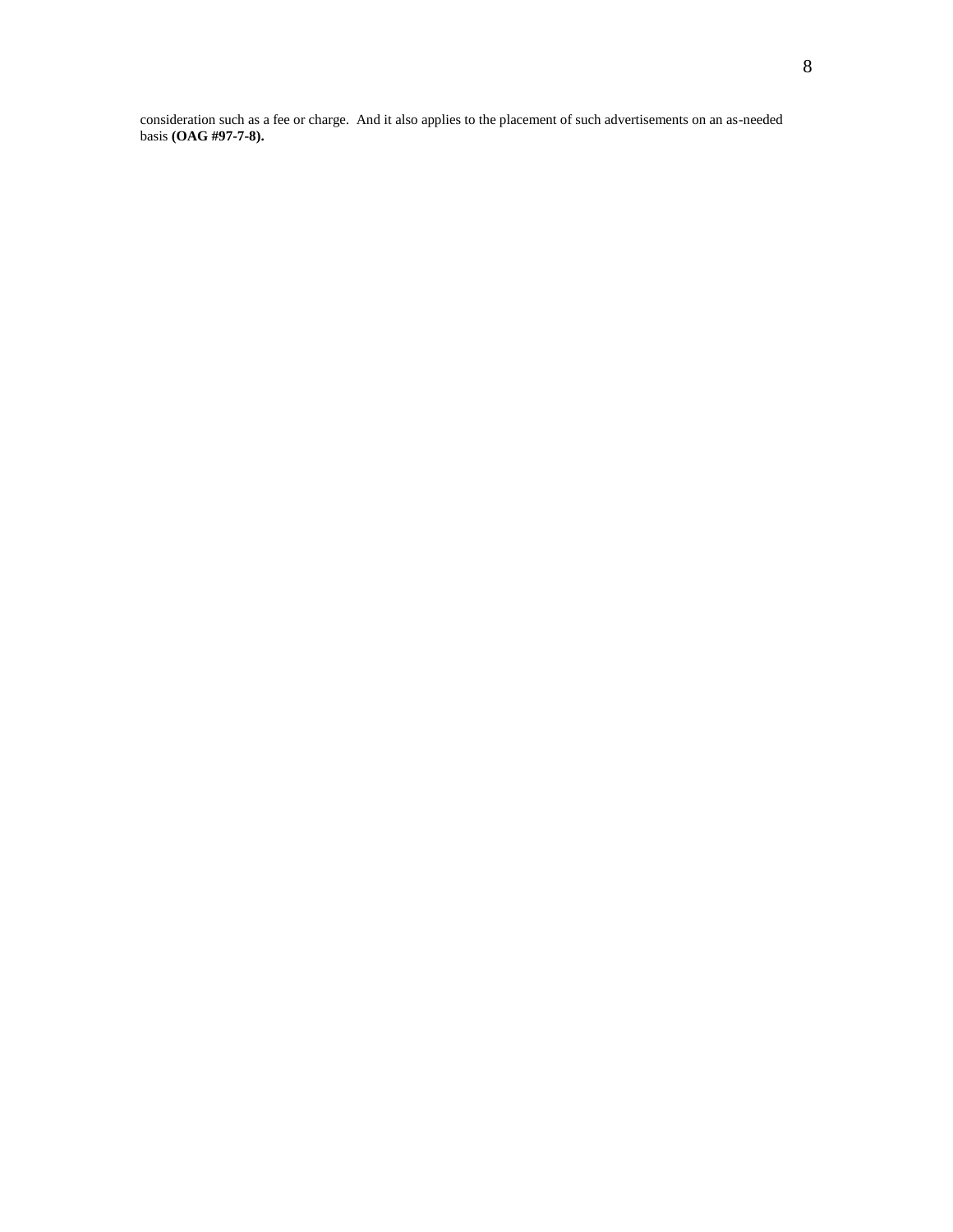consideration such as a fee or charge. And it also applies to the placement of such advertisements on an as-needed basis **(OAG #97-7-8).**